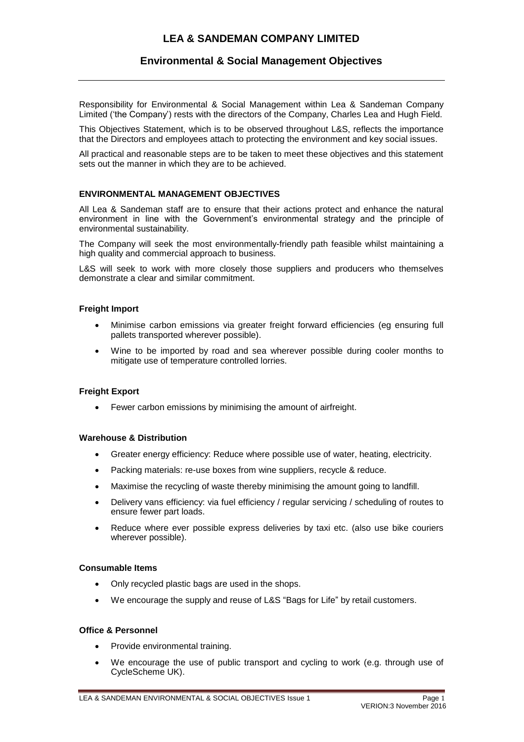# LEA & SANDEMAN COMPANY LIMITED

## Environmental & Social Management Objectives

Responsibility for Environmental & Social Management within Lea & Sandeman Company Limited ('the Company') rests with the directors of the Company, Charles Lea and Hugh Field.

This Objectives Statement, which is to be observed throughout L&S, reflects the importance that the Directors and employees attach to protecting the environment and key social issues.

All practical and reasonable steps are to be taken to meet these objectives and this statement sets out the manner in which they are to be achieved.

### ENVIRONMENTAL MANAGEMENT OBJECTIVES

All Lea & Sandeman staff are to ensure that their actions protect and enhance the natural environment in line with the Government's environmental strategy and the principle of environmental sustainability.

The Company will seek the most environmentally-friendly path feasible whilst maintaining a high quality and commercial approach to business.

L&S will seek to work with more closely those suppliers and producers who themselves demonstrate a clear and similar commitment.

#### Freight Import

- Minimise carbon emissions via greater freight forward efficiencies (eg ensuring full pallets transported wherever possible).
- Wine to be imported by road and sea wherever possible during cooler months to mitigate use of temperature controlled lorries.

#### Freight Export

- Fewer carbon emissions by minimising the amount of airfreight.

#### Warehouse & Distribution

- Greater energy efficiency: Reduce where possible use of water, heating, electricity.
- Packing materials: re-use boxes from wine suppliers, recycle & reduce.
- Maximise the recycling of waste thereby minimising the amount going to landfill.
- Delivery vans efficiency: via fuel efficiency / regular servicing / scheduling of routes to ensure fewer part loads.
- Reduce where ever possible express deliveries by taxi etc. (also use bike couriers wherever possible).

#### Consumable Items

- Only recycled plastic bags are used in the shops.
- We encourage the supply and reuse of L&S "Bags for Life" by retail customers.

#### Office & Personnel

- Provide environmental training.
- We encourage the use of public transport and cycling to work (e.g. through use of CycleScheme UK).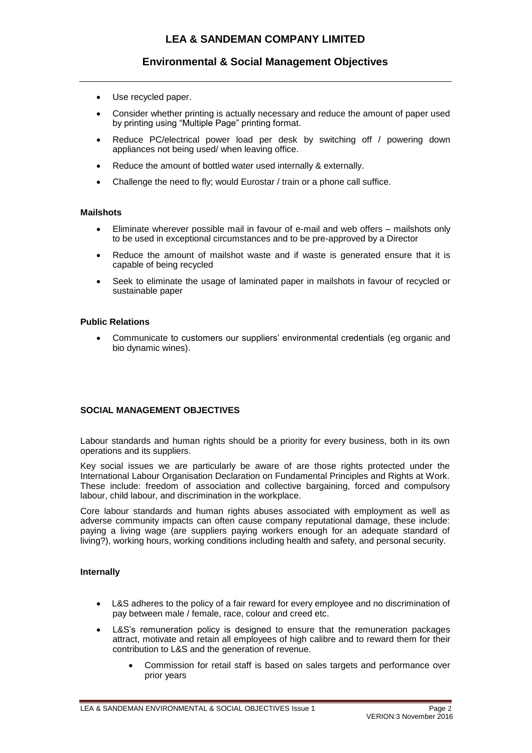- Use recycled paper.
- Consider whether printing is actually necessary and reduce the amount of paper used by printing using "Multiple Page" printing format.
- Reduce PC/electrical power load per desk by switching off / powering down appliances not being used/ when leaving office.
- Reduce the amount of bottled water used internally & externally.
- Challenge the need to fly; would Eurostar / train or a phone call suffice.

**Mailshots**

- Eliminate wherever possible mail in favour of e-mail and web offers – mailshots only to be used in exceptional circumstances and to be pre-approved by a Director
- Reduce the amount of mailshot waste and if waste is generated ensure that it is capable of being recycled
- Seek to eliminate the usage of laminated paper in mailshots in favour of recycled or sustainable paper

**Public Relations**

- Communicate to customers our suppliers' environmental credentials (eg organic and bio dynamic wines).

**SOCIAL MANAGEMENT OBJECTIVES**

Labour standards and human rights should be a priority for every business, both in its own operations and its suppliers.

Key social issues we are particularly be aware of are those rights protected under the International Labour Organisation Declaration on Fundamental Principles and Rights at Work. These include: freedom of association and collective bargaining, forced and compulsory labour, child labour, and discrimination in the workplace.

Core labour standards and human rights abuses associated with employment as well as adverse community impacts can often cause company reputational damage, these include: paying a living wage (are suppliers paying workers enough for an adequate standard of living?), working hours, working conditions including health and safety, and personal security.

**Internally**

- L&S adheres to the policy of a fair reward for every employee and no discrimination of pay between male / female, race, colour and creed etc.
- L&S's remuneration policy is designed to ensure that the remuneration packages attract, motivate and retain all employees of high calibre and to reward them for their contribution to L&S and the generation of revenue.
    - Commission for retail staff is based on sales targets and performance over prior years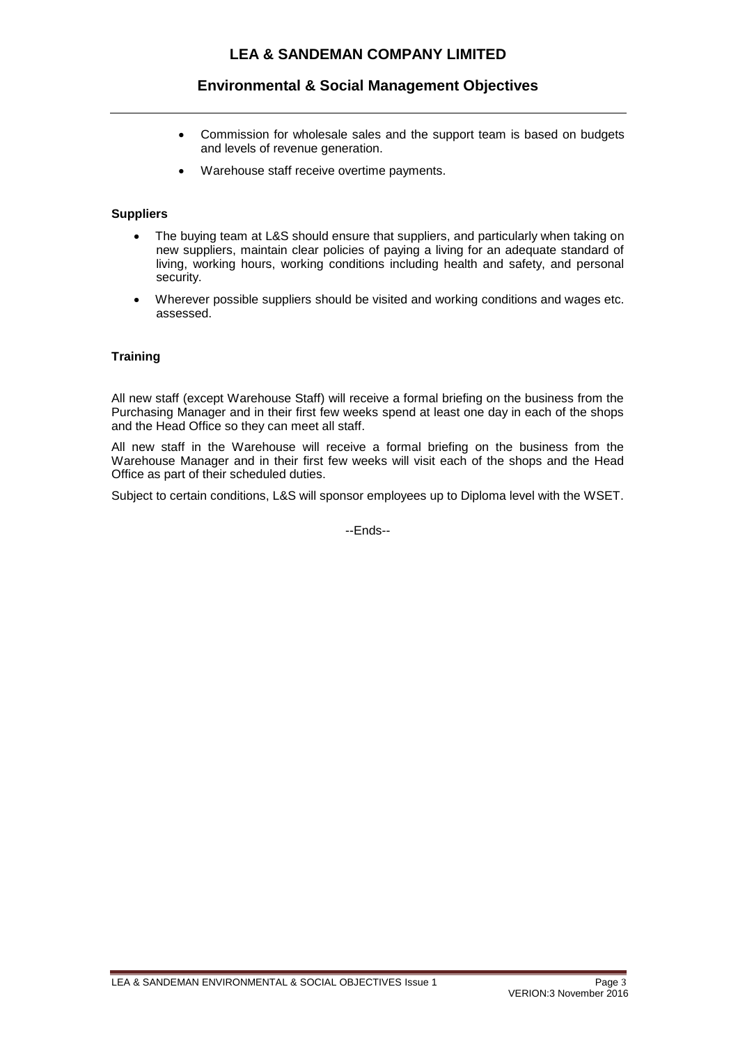- Commission for wholesale sales and the support team is based on budgets and levels of revenue generation.
- Warehouse staff receive overtime payments.

**Suppliers**

- The buying team at L&S should ensure that suppliers, and particularly when taking on new suppliers, maintain clear policies of paying a living for an adequate standard of living, working hours, working conditions including health and safety, and personal security.
- Wherever possible suppliers should be visited and working conditions and wages etc. assessed.

**Training**

All new staff (except Warehouse Staff) will receive a formal briefing on the business from the Purchasing Manager and in their first few weeks spend at least one day in each of the shops and the Head Office so they can meet all staff.

All new staff in the Warehouse will receive a formal briefing on the business from the Warehouse Manager and in their first few weeks will visit each of the shops and the Head Office as part of their scheduled duties.

Subject to certain conditions, L&S will sponsor employees up to Diploma level with the WSET.

--Ends--